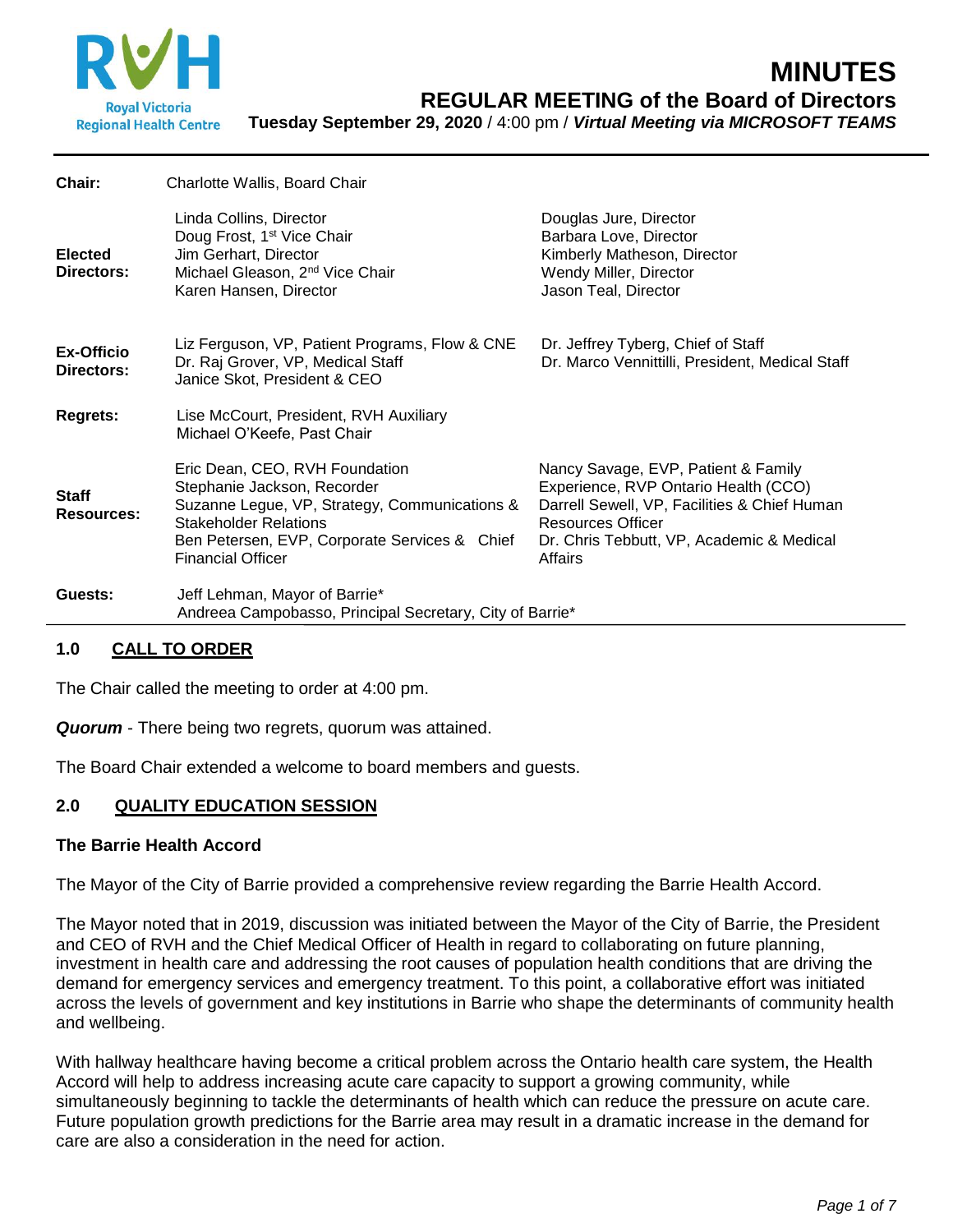# MINUTES

## REGULAR MEETING of the Board of Directors

**Tuesday September 29, 2020** / 4:00 pm / ***Virtual Meeting via MICROSOFT TEAMS***

| | | |
|---|---|---|
| **Chair:** | Charlotte Wallis, Board Chair | |
| **Elected Directors:** | Linda Collins, Director<br>Doug Frost, 1st Vice Chair<br>Jim Gerhart, Director<br>Michael Gleason, 2nd Vice Chair<br>Karen Hansen, Director | Douglas Jure, Director<br>Barbara Love, Director<br>Kimberly Matheson, Director<br>Wendy Miller, Director<br>Jason Teal, Director |
| **Ex-Officio Directors:** | Liz Ferguson, VP, Patient Programs, Flow & CNE<br>Dr. Raj Grover, VP, Medical Staff<br>Janice Skot, President & CEO | Dr. Jeffrey Tyberg, Chief of Staff<br>Dr. Marco Vennittilli, President, Medical Staff |
| **Regrets:** | Lise McCourt, President, RVH Auxiliary<br>Michael O'Keefe, Past Chair | |
| **Staff Resources:** | Eric Dean, CEO, RVH Foundation<br>Stephanie Jackson, Recorder<br>Suzanne Legue, VP, Strategy, Communications & Stakeholder Relations<br>Ben Petersen, EVP, Corporate Services & Chief Financial Officer | Nancy Savage, EVP, Patient & Family Experience, RVP Ontario Health (CCO)<br>Darrell Sewell, VP, Facilities & Chief Human Resources Officer<br>Dr. Chris Tebbutt, VP, Academic & Medical Affairs |
| **Guests:** | Jeff Lehman, Mayor of Barrie*<br>Andreea Campobasso, Principal Secretary, City of Barrie* | |

## 1.0 CALL TO ORDER

The Chair called the meeting to order at 4:00 pm.

***Quorum*** - There being two regrets, quorum was attained.

The Board Chair extended a welcome to board members and guests.

## 2.0 QUALITY EDUCATION SESSION

### The Barrie Health Accord

The Mayor of the City of Barrie provided a comprehensive review regarding the Barrie Health Accord.

The Mayor noted that in 2019, discussion was initiated between the Mayor of the City of Barrie, the President and CEO of RVH and the Chief Medical Officer of Health in regard to collaborating on future planning, investment in health care and addressing the root causes of population health conditions that are driving the demand for emergency services and emergency treatment. To this point, a collaborative effort was initiated across the levels of government and key institutions in Barrie who shape the determinants of community health and wellbeing.

With hallway healthcare having become a critical problem across the Ontario health care system, the Health Accord will help to address increasing acute care capacity to support a growing community, while simultaneously beginning to tackle the determinants of health which can reduce the pressure on acute care. Future population growth predictions for the Barrie area may result in a dramatic increase in the demand for care are also a consideration in the need for action.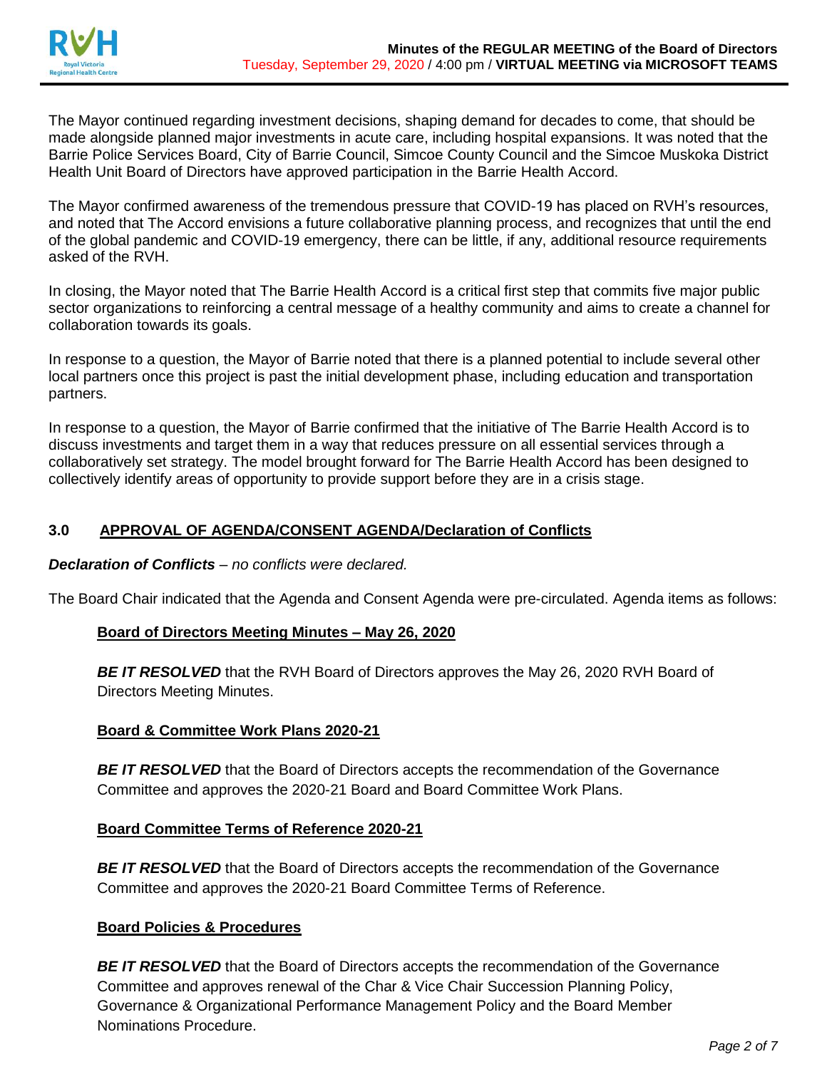The Mayor continued regarding investment decisions, shaping demand for decades to come, that should be made alongside planned major investments in acute care, including hospital expansions. It was noted that the Barrie Police Services Board, City of Barrie Council, Simcoe County Council and the Simcoe Muskoka District Health Unit Board of Directors have approved participation in the Barrie Health Accord.

The Mayor confirmed awareness of the tremendous pressure that COVID-19 has placed on RVH's resources, and noted that The Accord envisions a future collaborative planning process, and recognizes that until the end of the global pandemic and COVID-19 emergency, there can be little, if any, additional resource requirements asked of the RVH.

In closing, the Mayor noted that The Barrie Health Accord is a critical first step that commits five major public sector organizations to reinforcing a central message of a healthy community and aims to create a channel for collaboration towards its goals.

In response to a question, the Mayor of Barrie noted that there is a planned potential to include several other local partners once this project is past the initial development phase, including education and transportation partners.

In response to a question, the Mayor of Barrie confirmed that the initiative of The Barrie Health Accord is to discuss investments and target them in a way that reduces pressure on all essential services through a collaboratively set strategy. The model brought forward for The Barrie Health Accord has been designed to collectively identify areas of opportunity to provide support before they are in a crisis stage.

## 3.0 APPROVAL OF AGENDA/CONSENT AGENDA/Declaration of Conflicts

***Declaration of Conflicts** – no conflicts were declared.*

The Board Chair indicated that the Agenda and Consent Agenda were pre-circulated. Agenda items as follows:

**Board of Directors Meeting Minutes – May 26, 2020**

***BE IT RESOLVED*** that the RVH Board of Directors approves the May 26, 2020 RVH Board of Directors Meeting Minutes.

**Board & Committee Work Plans 2020-21**

***BE IT RESOLVED*** that the Board of Directors accepts the recommendation of the Governance Committee and approves the 2020-21 Board and Board Committee Work Plans.

**Board Committee Terms of Reference 2020-21**

***BE IT RESOLVED*** that the Board of Directors accepts the recommendation of the Governance Committee and approves the 2020-21 Board Committee Terms of Reference.

**Board Policies & Procedures**

***BE IT RESOLVED*** that the Board of Directors accepts the recommendation of the Governance Committee and approves renewal of the Char & Vice Chair Succession Planning Policy, Governance & Organizational Performance Management Policy and the Board Member Nominations Procedure.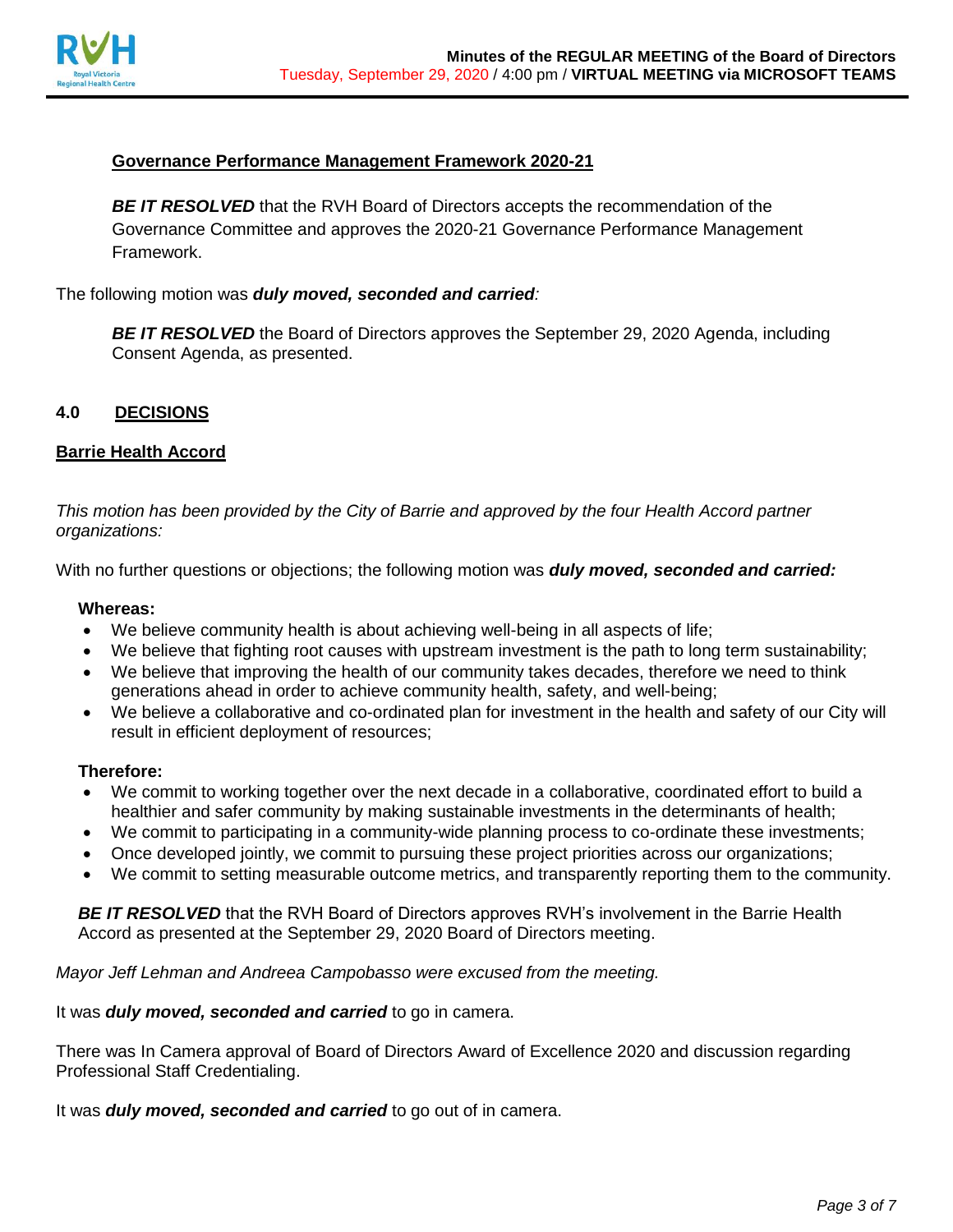**Governance Performance Management Framework 2020-21**

> ***BE IT RESOLVED*** that the RVH Board of Directors accepts the recommendation of the Governance Committee and approves the 2020-21 Governance Performance Management Framework.

The following motion was ***duly moved, seconded and carried****:*

> ***BE IT RESOLVED*** the Board of Directors approves the September 29, 2020 Agenda, including Consent Agenda, as presented.

## 4.0 DECISIONS

**Barrie Health Accord**

*This motion has been provided by the City of Barrie and approved by the four Health Accord partner organizations:*

With no further questions or objections; the following motion was ***duly moved, seconded and carried:***

**Whereas:**

- We believe community health is about achieving well-being in all aspects of life;
- We believe that fighting root causes with upstream investment is the path to long term sustainability;
- We believe that improving the health of our community takes decades, therefore we need to think generations ahead in order to achieve community health, safety, and well-being;
- We believe a collaborative and co-ordinated plan for investment in the health and safety of our City will result in efficient deployment of resources;

**Therefore:**

- We commit to working together over the next decade in a collaborative, coordinated effort to build a healthier and safer community by making sustainable investments in the determinants of health;
- We commit to participating in a community-wide planning process to co-ordinate these investments;
- Once developed jointly, we commit to pursuing these project priorities across our organizations;
- We commit to setting measurable outcome metrics, and transparently reporting them to the community.

***BE IT RESOLVED*** that the RVH Board of Directors approves RVH's involvement in the Barrie Health Accord as presented at the September 29, 2020 Board of Directors meeting.

*Mayor Jeff Lehman and Andreea Campobasso were excused from the meeting.*

It was ***duly moved, seconded and carried*** to go in camera.

There was In Camera approval of Board of Directors Award of Excellence 2020 and discussion regarding Professional Staff Credentialing.

It was ***duly moved, seconded and carried*** to go out of in camera.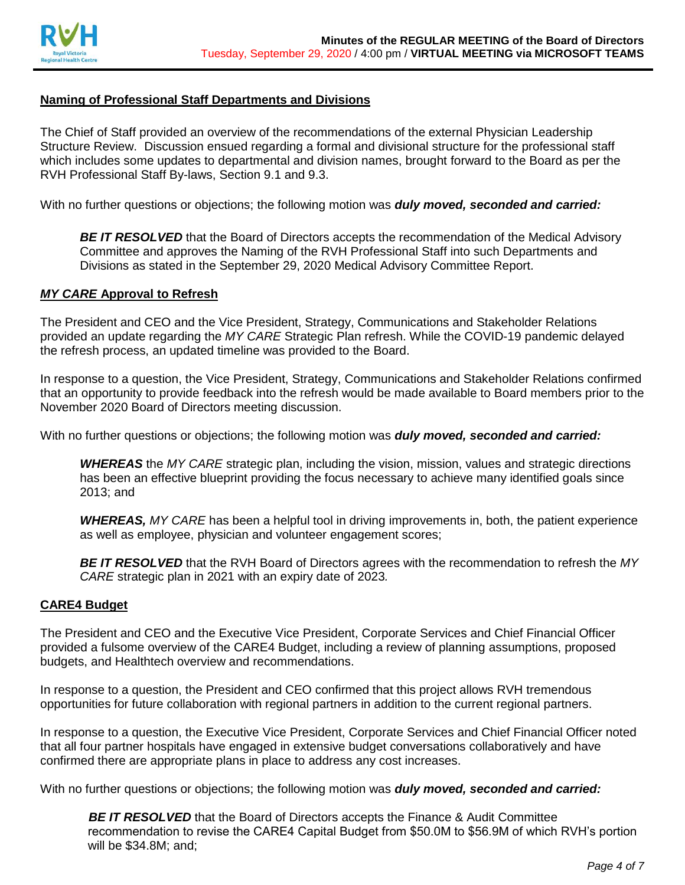**Naming of Professional Staff Departments and Divisions**

The Chief of Staff provided an overview of the recommendations of the external Physician Leadership Structure Review. Discussion ensued regarding a formal and divisional structure for the professional staff which includes some updates to departmental and division names, brought forward to the Board as per the RVH Professional Staff By-laws, Section 9.1 and 9.3.

With no further questions or objections; the following motion was ***duly moved, seconded and carried:***

> ***BE IT RESOLVED*** that the Board of Directors accepts the recommendation of the Medical Advisory Committee and approves the Naming of the RVH Professional Staff into such Departments and Divisions as stated in the September 29, 2020 Medical Advisory Committee Report.

***MY CARE* Approval to Refresh**

The President and CEO and the Vice President, Strategy, Communications and Stakeholder Relations provided an update regarding the *MY CARE* Strategic Plan refresh. While the COVID-19 pandemic delayed the refresh process, an updated timeline was provided to the Board.

In response to a question, the Vice President, Strategy, Communications and Stakeholder Relations confirmed that an opportunity to provide feedback into the refresh would be made available to Board members prior to the November 2020 Board of Directors meeting discussion.

With no further questions or objections; the following motion was ***duly moved, seconded and carried:***

> ***WHEREAS*** the *MY CARE* strategic plan, including the vision, mission, values and strategic directions has been an effective blueprint providing the focus necessary to achieve many identified goals since 2013; and
>
> ***WHEREAS,*** *MY CARE* has been a helpful tool in driving improvements in, both, the patient experience as well as employee, physician and volunteer engagement scores;
>
> ***BE IT RESOLVED*** that the RVH Board of Directors agrees with the recommendation to refresh the *MY CARE* strategic plan in 2021 with an expiry date of 2023.

**CARE4 Budget**

The President and CEO and the Executive Vice President, Corporate Services and Chief Financial Officer provided a fulsome overview of the CARE4 Budget, including a review of planning assumptions, proposed budgets, and Healthtech overview and recommendations.

In response to a question, the President and CEO confirmed that this project allows RVH tremendous opportunities for future collaboration with regional partners in addition to the current regional partners.

In response to a question, the Executive Vice President, Corporate Services and Chief Financial Officer noted that all four partner hospitals have engaged in extensive budget conversations collaboratively and have confirmed there are appropriate plans in place to address any cost increases.

With no further questions or objections; the following motion was ***duly moved, seconded and carried:***

> ***BE IT RESOLVED*** that the Board of Directors accepts the Finance & Audit Committee recommendation to revise the CARE4 Capital Budget from $50.0M to $56.9M of which RVH's portion will be $34.8M; and;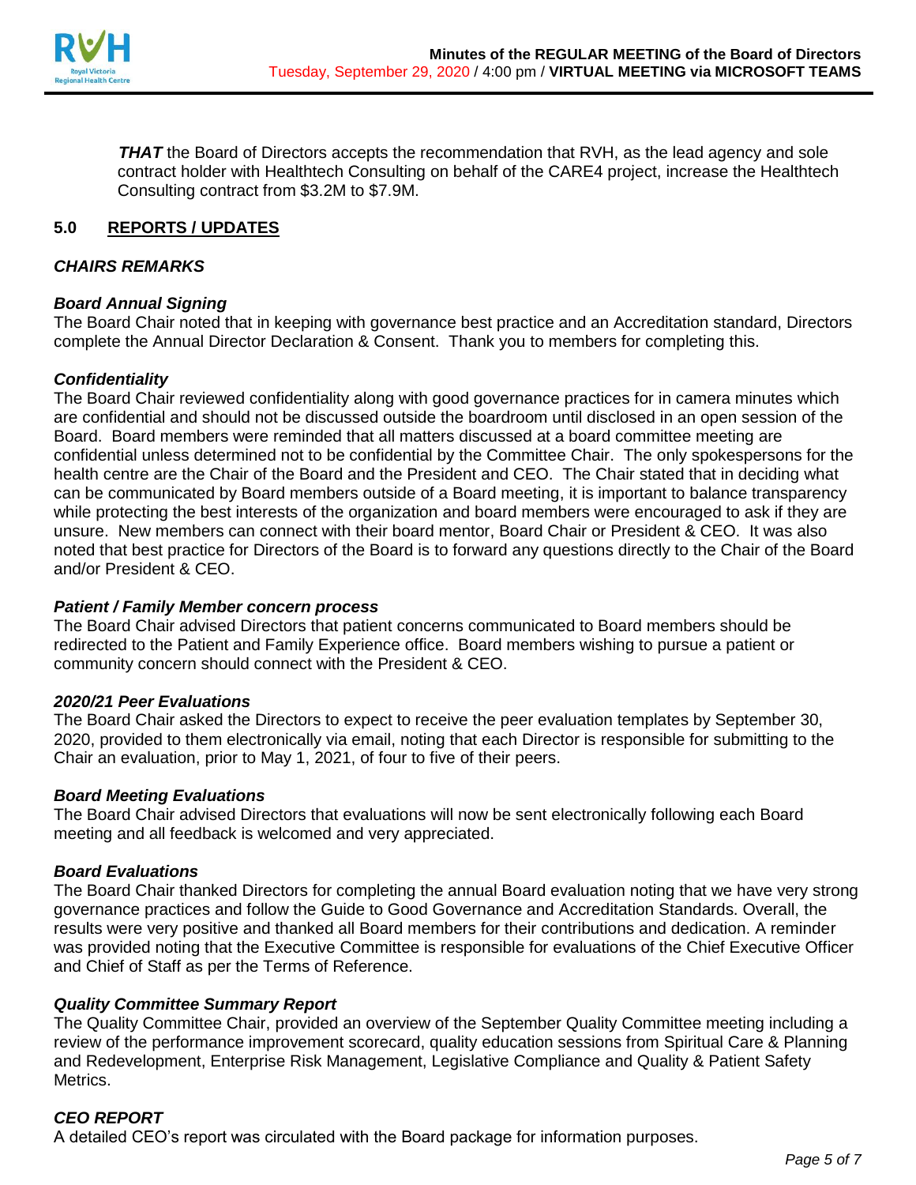***THAT*** the Board of Directors accepts the recommendation that RVH, as the lead agency and sole contract holder with Healthtech Consulting on behalf of the CARE4 project, increase the Healthtech Consulting contract from $3.2M to $7.9M.

## 5.0 REPORTS / UPDATES

### *CHAIRS REMARKS*

#### *Board Annual Signing*

The Board Chair noted that in keeping with governance best practice and an Accreditation standard, Directors complete the Annual Director Declaration & Consent. Thank you to members for completing this.

#### *Confidentiality*

The Board Chair reviewed confidentiality along with good governance practices for in camera minutes which are confidential and should not be discussed outside the boardroom until disclosed in an open session of the Board. Board members were reminded that all matters discussed at a board committee meeting are confidential unless determined not to be confidential by the Committee Chair. The only spokespersons for the health centre are the Chair of the Board and the President and CEO. The Chair stated that in deciding what can be communicated by Board members outside of a Board meeting, it is important to balance transparency while protecting the best interests of the organization and board members were encouraged to ask if they are unsure. New members can connect with their board mentor, Board Chair or President & CEO. It was also noted that best practice for Directors of the Board is to forward any questions directly to the Chair of the Board and/or President & CEO.

#### *Patient / Family Member concern process*

The Board Chair advised Directors that patient concerns communicated to Board members should be redirected to the Patient and Family Experience office. Board members wishing to pursue a patient or community concern should connect with the President & CEO.

#### *2020/21 Peer Evaluations*

The Board Chair asked the Directors to expect to receive the peer evaluation templates by September 30, 2020, provided to them electronically via email, noting that each Director is responsible for submitting to the Chair an evaluation, prior to May 1, 2021, of four to five of their peers.

#### *Board Meeting Evaluations*

The Board Chair advised Directors that evaluations will now be sent electronically following each Board meeting and all feedback is welcomed and very appreciated.

#### *Board Evaluations*

The Board Chair thanked Directors for completing the annual Board evaluation noting that we have very strong governance practices and follow the Guide to Good Governance and Accreditation Standards. Overall, the results were very positive and thanked all Board members for their contributions and dedication. A reminder was provided noting that the Executive Committee is responsible for evaluations of the Chief Executive Officer and Chief of Staff as per the Terms of Reference.

#### *Quality Committee Summary Report*

The Quality Committee Chair, provided an overview of the September Quality Committee meeting including a review of the performance improvement scorecard, quality education sessions from Spiritual Care & Planning and Redevelopment, Enterprise Risk Management, Legislative Compliance and Quality & Patient Safety Metrics.

### *CEO REPORT*

A detailed CEO's report was circulated with the Board package for information purposes.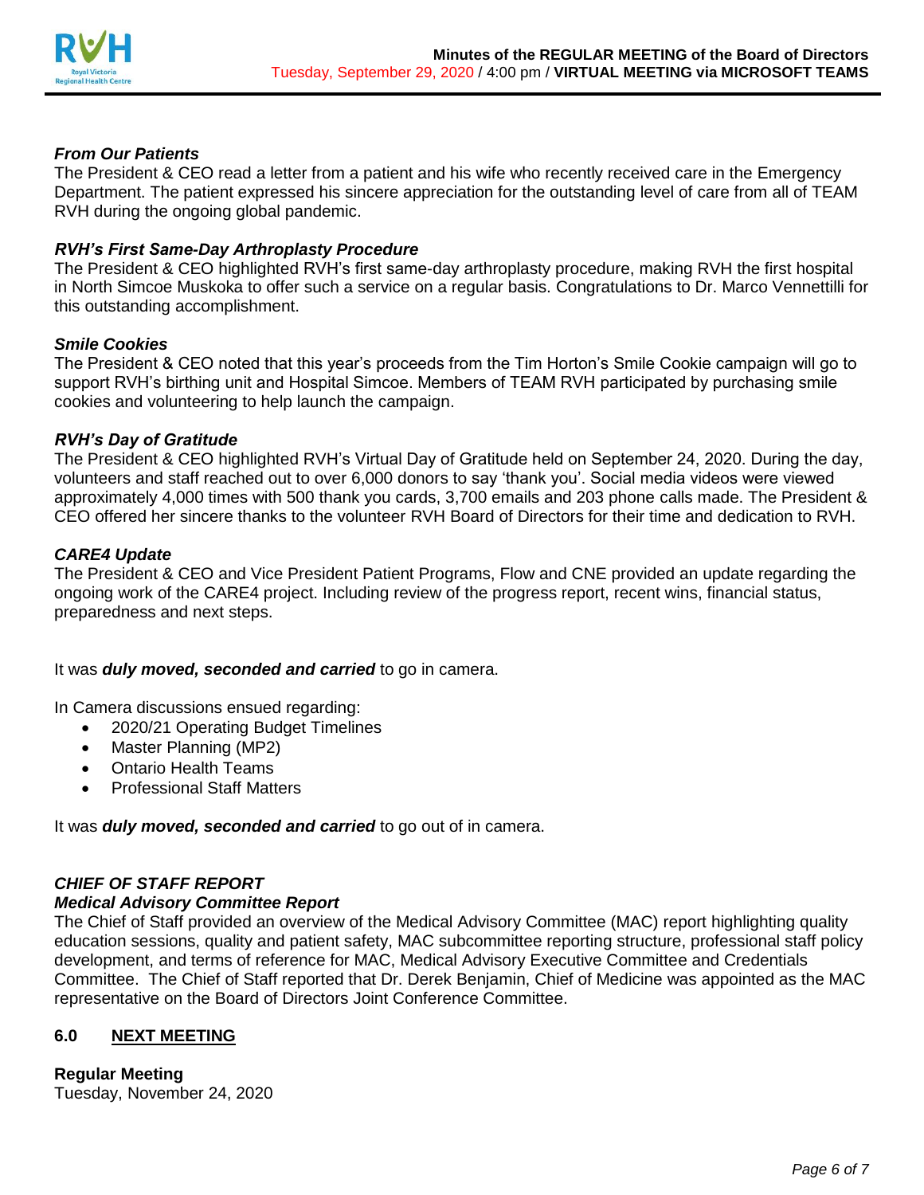***From Our Patients***
The President & CEO read a letter from a patient and his wife who recently received care in the Emergency Department. The patient expressed his sincere appreciation for the outstanding level of care from all of TEAM RVH during the ongoing global pandemic.

***RVH's First Same-Day Arthroplasty Procedure***
The President & CEO highlighted RVH's first same-day arthroplasty procedure, making RVH the first hospital in North Simcoe Muskoka to offer such a service on a regular basis. Congratulations to Dr. Marco Vennettilli for this outstanding accomplishment.

***Smile Cookies***
The President & CEO noted that this year's proceeds from the Tim Horton's Smile Cookie campaign will go to support RVH's birthing unit and Hospital Simcoe. Members of TEAM RVH participated by purchasing smile cookies and volunteering to help launch the campaign.

***RVH's Day of Gratitude***
The President & CEO highlighted RVH's Virtual Day of Gratitude held on September 24, 2020. During the day, volunteers and staff reached out to over 6,000 donors to say 'thank you'. Social media videos were viewed approximately 4,000 times with 500 thank you cards, 3,700 emails and 203 phone calls made. The President & CEO offered her sincere thanks to the volunteer RVH Board of Directors for their time and dedication to RVH.

***CARE4 Update***
The President & CEO and Vice President Patient Programs, Flow and CNE provided an update regarding the ongoing work of the CARE4 project. Including review of the progress report, recent wins, financial status, preparedness and next steps.

It was ***duly moved, seconded and carried*** to go in camera.

In Camera discussions ensued regarding:

- 2020/21 Operating Budget Timelines
- Master Planning (MP2)
- Ontario Health Teams
- Professional Staff Matters

It was ***duly moved, seconded and carried*** to go out of in camera.

***CHIEF OF STAFF REPORT***
***Medical Advisory Committee Report***
The Chief of Staff provided an overview of the Medical Advisory Committee (MAC) report highlighting quality education sessions, quality and patient safety, MAC subcommittee reporting structure, professional staff policy development, and terms of reference for MAC, Medical Advisory Executive Committee and Credentials Committee. The Chief of Staff reported that Dr. Derek Benjamin, Chief of Medicine was appointed as the MAC representative on the Board of Directors Joint Conference Committee.

## 6.0 NEXT MEETING

**Regular Meeting**
Tuesday, November 24, 2020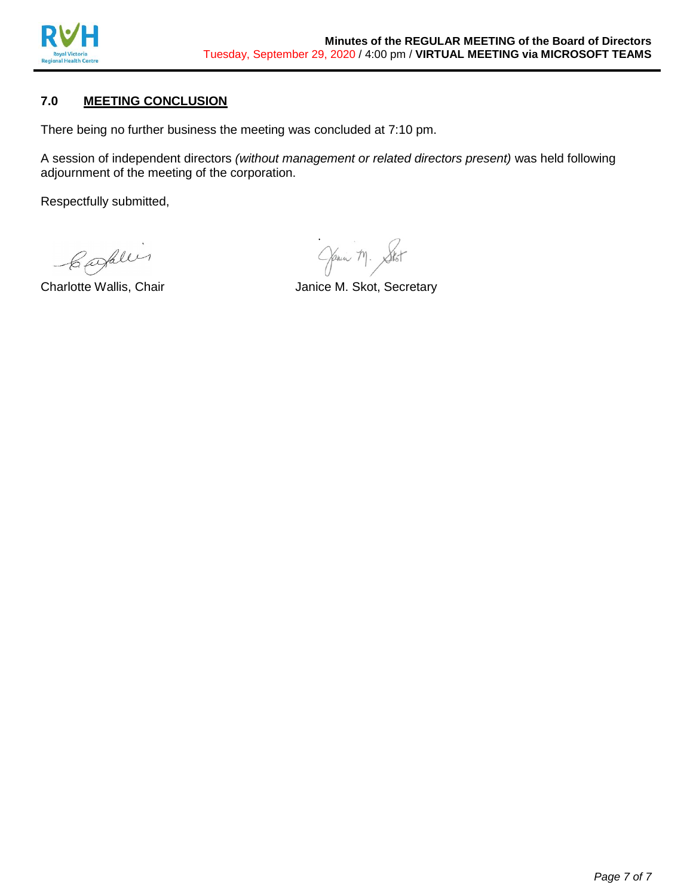## 7.0 MEETING CONCLUSION

There being no further business the meeting was concluded at 7:10 pm.

A session of independent directors *(without management or related directors present)* was held following adjournment of the meeting of the corporation.

Respectfully submitted,

Charlotte Wallis, Chair

Janice M. Skot, Secretary